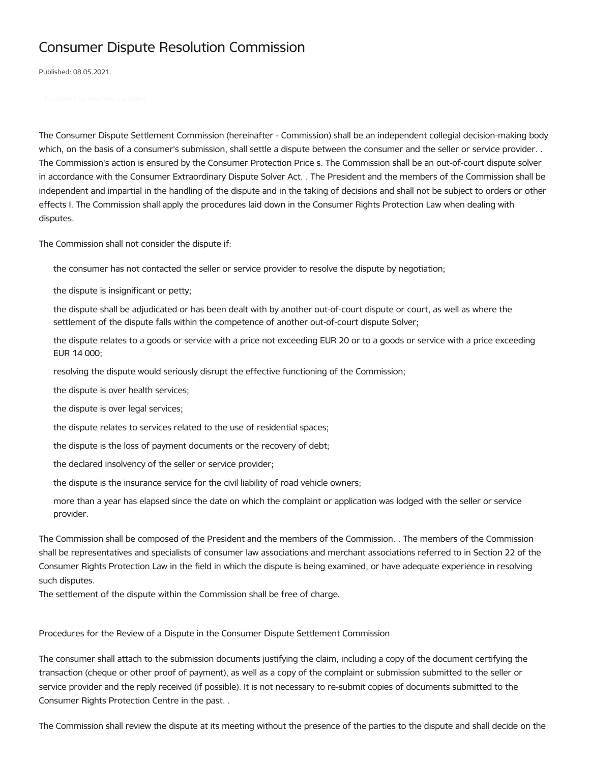# Consumer Dispute Resolution Commission

Published: 08.05.2021.

Translated by machine translator

The Consumer Dispute Settlement Commission (hereinafter - Commission) shall be an independent collegial decision-making body which, on the basis of a consumer's submission, shall settle a dispute between the consumer and the seller or service provider. . The Commission's action is ensured by the Consumer Protection Price s. The Commission shall be an out-of-court dispute solver in accordance with the Consumer Extraordinary Dispute Solver Act. . The President and the members of the Commission shall be independent and impartial in the handling of the dispute and in the taking of decisions and shall not be subject to orders or other effects I. The Commission shall apply the procedures laid down in the Consumer Rights Protection Law when dealing with disputes.

The Commission shall not consider the dispute if:

- the consumer has not contacted the seller or service provider to resolve the dispute by negotiation;
- the dispute is insignificant or petty;
- the dispute shall be adjudicated or has been dealt with by another out-of-court dispute or court, as well as where the settlement of the dispute falls within the competence of another out-of-court dispute Solver;
- the dispute relates to a goods or service with a price not exceeding EUR 20 or to a goods or service with a price exceeding EUR 14 000;
- resolving the dispute would seriously disrupt the effective functioning of the Commission;
- the dispute is over health services;
- the dispute is over legal services;
- the dispute relates to services related to the use of residential spaces;
- the dispute is the loss of payment documents or the recovery of debt;
- the declared insolvency of the seller or service provider;
- the dispute is the insurance service for the civil liability of road vehicle owners;
- more than a year has elapsed since the date on which the complaint or application was lodged with the seller or service provider.

The Commission shall be composed of the President and the members of the Commission. . The members of the Commission shall be representatives and specialists of consumer law associations and merchant associations referred to in Section 22 of the Consumer Rights Protection Law in the field in which the dispute is being examined, or have adequate experience in resolving such disputes.
The settlement of the dispute within the Commission shall be free of charge.

Procedures for the Review of a Dispute in the Consumer Dispute Settlement Commission

The consumer shall attach to the submission documents justifying the claim, including a copy of the document certifying the transaction (cheque or other proof of payment), as well as a copy of the complaint or submission submitted to the seller or service provider and the reply received (if possible). It is not necessary to re-submit copies of documents submitted to the Consumer Rights Protection Centre in the past. .

The Commission shall review the dispute at its meeting without the presence of the parties to the dispute and shall decide on the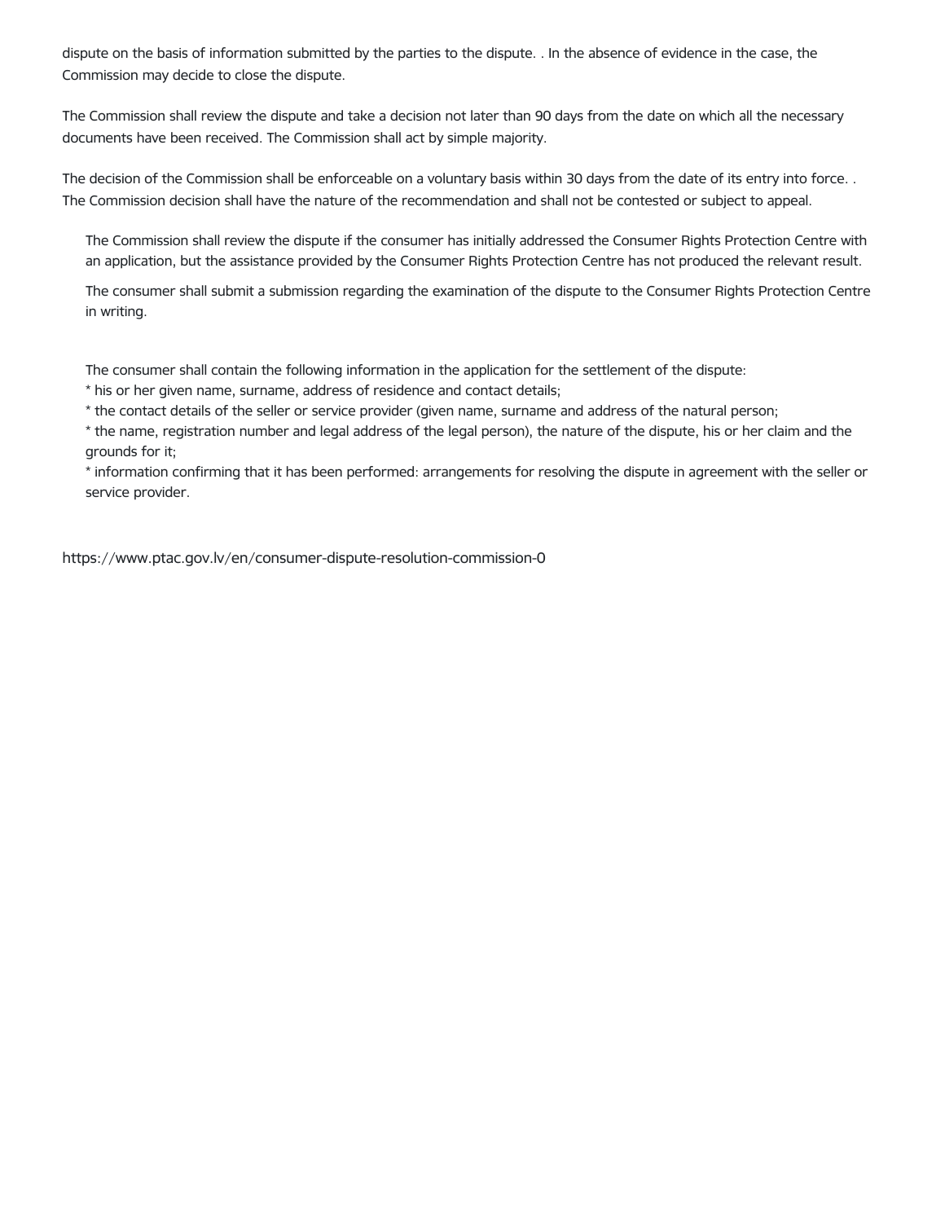dispute on the basis of information submitted by the parties to the dispute. . In the absence of evidence in the case, the Commission may decide to close the dispute.

The Commission shall review the dispute and take a decision not later than 90 days from the date on which all the necessary documents have been received. The Commission shall act by simple majority.

The decision of the Commission shall be enforceable on a voluntary basis within 30 days from the date of its entry into force. . The Commission decision shall have the nature of the recommendation and shall not be contested or subject to appeal.

> The Commission shall review the dispute if the consumer has initially addressed the Consumer Rights Protection Centre with an application, but the assistance provided by the Consumer Rights Protection Centre has not produced the relevant result.
>
> The consumer shall submit a submission regarding the examination of the dispute to the Consumer Rights Protection Centre in writing.
>
> The consumer shall contain the following information in the application for the settlement of the dispute:
> * his or her given name, surname, address of residence and contact details;
> * the contact details of the seller or service provider (given name, surname and address of the natural person;
> * the name, registration number and legal address of the legal person), the nature of the dispute, his or her claim and the grounds for it;
> * information confirming that it has been performed: arrangements for resolving the dispute in agreement with the seller or service provider.

https://www.ptac.gov.lv/en/consumer-dispute-resolution-commission-0